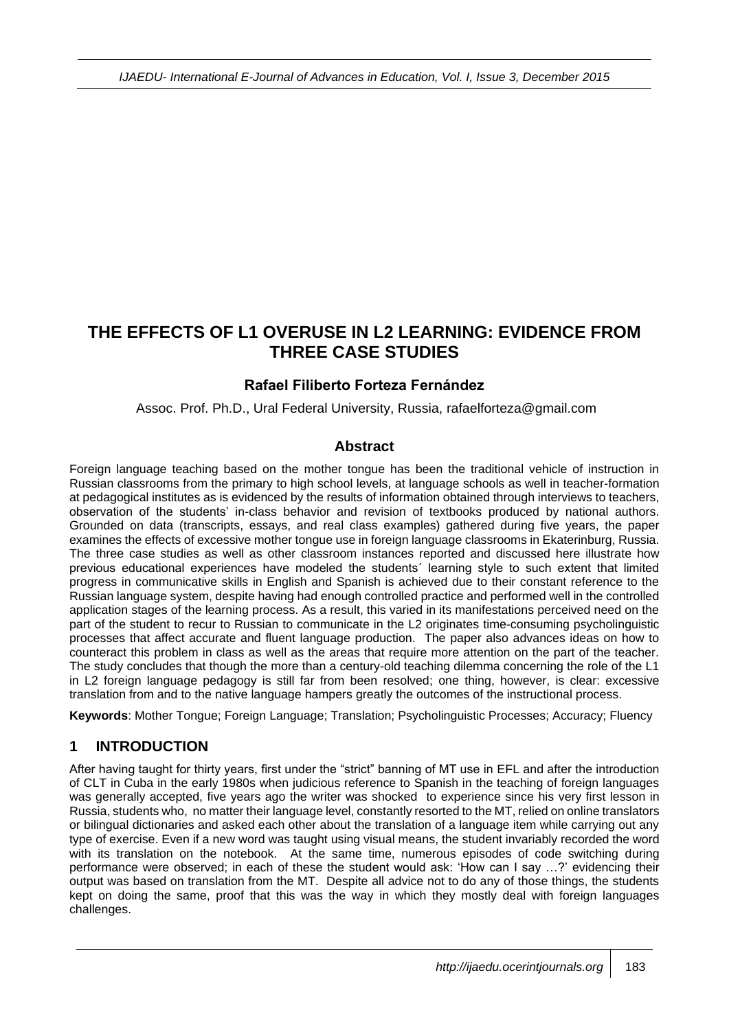# THE EFFECTS OF L1 OVERUSE IN L2 LEARNING: EVIDENCE FROM THREE CASE STUDIES

### Rafael Filiberto Forteza Fernández

Assoc. Prof. Ph.D., Ural Federal University, Russia, rafaelforteza@gmail.com

### Abstract

Foreign language teaching based on the mother tongue has been the traditional vehicle of instruction in Russian classrooms from the primary to high school levels, at language schools as well in teacher-formation at pedagogical institutes as is evidenced by the results of information obtained through interviews to teachers, observation of the students' in-class behavior and revision of textbooks produced by national authors. Grounded on data (transcripts, essays, and real class examples) gathered during five years, the paper examines the effects of excessive mother tongue use in foreign language classrooms in Ekaterinburg, Russia. The three case studies as well as other classroom instances reported and discussed here illustrate how previous educational experiences have modeled the students´ learning style to such extent that limited progress in communicative skills in English and Spanish is achieved due to their constant reference to the Russian language system, despite having had enough controlled practice and performed well in the controlled application stages of the learning process. As a result, this varied in its manifestations perceived need on the part of the student to recur to Russian to communicate in the L2 originates time-consuming psycholinguistic processes that affect accurate and fluent language production. The paper also advances ideas on how to counteract this problem in class as well as the areas that require more attention on the part of the teacher. The study concludes that though the more than a century-old teaching dilemma concerning the role of the L1 in L2 foreign language pedagogy is still far from been resolved; one thing, however, is clear: excessive translation from and to the native language hampers greatly the outcomes of the instructional process.

**Keywords**: Mother Tongue; Foreign Language; Translation; Psycholinguistic Processes; Accuracy; Fluency

## 1 INTRODUCTION

After having taught for thirty years, first under the "strict" banning of MT use in EFL and after the introduction of CLT in Cuba in the early 1980s when judicious reference to Spanish in the teaching of foreign languages was generally accepted, five years ago the writer was shocked to experience since his very first lesson in Russia, students who, no matter their language level, constantly resorted to the MT, relied on online translators or bilingual dictionaries and asked each other about the translation of a language item while carrying out any type of exercise. Even if a new word was taught using visual means, the student invariably recorded the word with its translation on the notebook. At the same time, numerous episodes of code switching during performance were observed; in each of these the student would ask: 'How can I say …?' evidencing their output was based on translation from the MT. Despite all advice not to do any of those things, the students kept on doing the same, proof that this was the way in which they mostly deal with foreign languages challenges.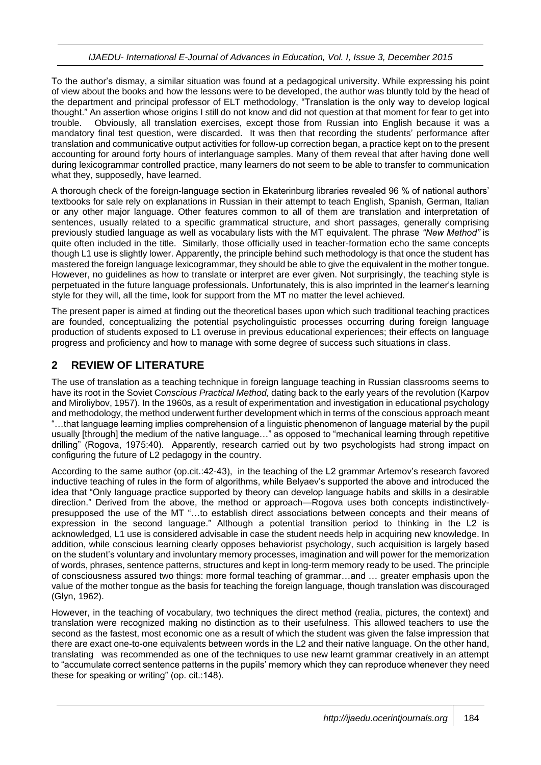To the author's dismay, a similar situation was found at a pedagogical university. While expressing his point of view about the books and how the lessons were to be developed, the author was bluntly told by the head of the department and principal professor of ELT methodology, "Translation is the only way to develop logical thought." An assertion whose origins I still do not know and did not question at that moment for fear to get into trouble. Obviously, all translation exercises, except those from Russian into English because it was a mandatory final test question, were discarded. It was then that recording the students' performance after translation and communicative output activities for follow-up correction began, a practice kept on to the present accounting for around forty hours of interlanguage samples. Many of them reveal that after having done well during lexicogrammar controlled practice, many learners do not seem to be able to transfer to communication what they, supposedly, have learned.

A thorough check of the foreign-language section in Ekaterinburg libraries revealed 96 % of national authors' textbooks for sale rely on explanations in Russian in their attempt to teach English, Spanish, German, Italian or any other major language. Other features common to all of them are translation and interpretation of sentences, usually related to a specific grammatical structure, and short passages, generally comprising previously studied language as well as vocabulary lists with the MT equivalent. The phrase *"New Method"* is quite often included in the title. Similarly, those officially used in teacher-formation echo the same concepts though L1 use is slightly lower. Apparently, the principle behind such methodology is that once the student has mastered the foreign language lexicogrammar, they should be able to give the equivalent in the mother tongue. However, no guidelines as how to translate or interpret are ever given. Not surprisingly, the teaching style is perpetuated in the future language professionals. Unfortunately, this is also imprinted in the learner's learning style for they will, all the time, look for support from the MT no matter the level achieved.

The present paper is aimed at finding out the theoretical bases upon which such traditional teaching practices are founded, conceptualizing the potential psycholinguistic processes occurring during foreign language production of students exposed to L1 overuse in previous educational experiences; their effects on language progress and proficiency and how to manage with some degree of success such situations in class.

## 2 REVIEW OF LITERATURE

The use of translation as a teaching technique in foreign language teaching in Russian classrooms seems to have its root in the Soviet C*onscious Practical Method,* dating back to the early years of the revolution (Karpov and Miroliybov, 1957). In the 1960s, as a result of experimentation and investigation in educational psychology and methodology, the method underwent further development which in terms of the conscious approach meant "…that language learning implies comprehension of a linguistic phenomenon of language material by the pupil usually [through] the medium of the native language…" as opposed to "mechanical learning through repetitive drilling" (Rogova, 1975:40). Apparently, research carried out by two psychologists had strong impact on configuring the future of L2 pedagogy in the country.

According to the same author (op.cit.:42-43), in the teaching of the L2 grammar Artemov's research favored inductive teaching of rules in the form of algorithms, while Belyaev's supported the above and introduced the idea that "Only language practice supported by theory can develop language habits and skills in a desirable direction." Derived from the above, the method or approach—Rogova uses both concepts indistinctively-presupposed the use of the MT "…to establish direct associations between concepts and their means of expression in the second language." Although a potential transition period to thinking in the L2 is acknowledged, L1 use is considered advisable in case the student needs help in acquiring new knowledge. In addition, while conscious learning clearly opposes behaviorist psychology, such acquisition is largely based on the student's voluntary and involuntary memory processes, imagination and will power for the memorization of words, phrases, sentence patterns, structures and kept in long-term memory ready to be used. The principle of consciousness assured two things: more formal teaching of grammar…and … greater emphasis upon the value of the mother tongue as the basis for teaching the foreign language, though translation was discouraged (Glyn, 1962).

However, in the teaching of vocabulary, two techniques the direct method (realia, pictures, the context) and translation were recognized making no distinction as to their usefulness. This allowed teachers to use the second as the fastest, most economic one as a result of which the student was given the false impression that there are exact one-to-one equivalents between words in the L2 and their native language. On the other hand, translating was recommended as one of the techniques to use new learnt grammar creatively in an attempt to "accumulate correct sentence patterns in the pupils' memory which they can reproduce whenever they need these for speaking or writing" (op. cit.:148).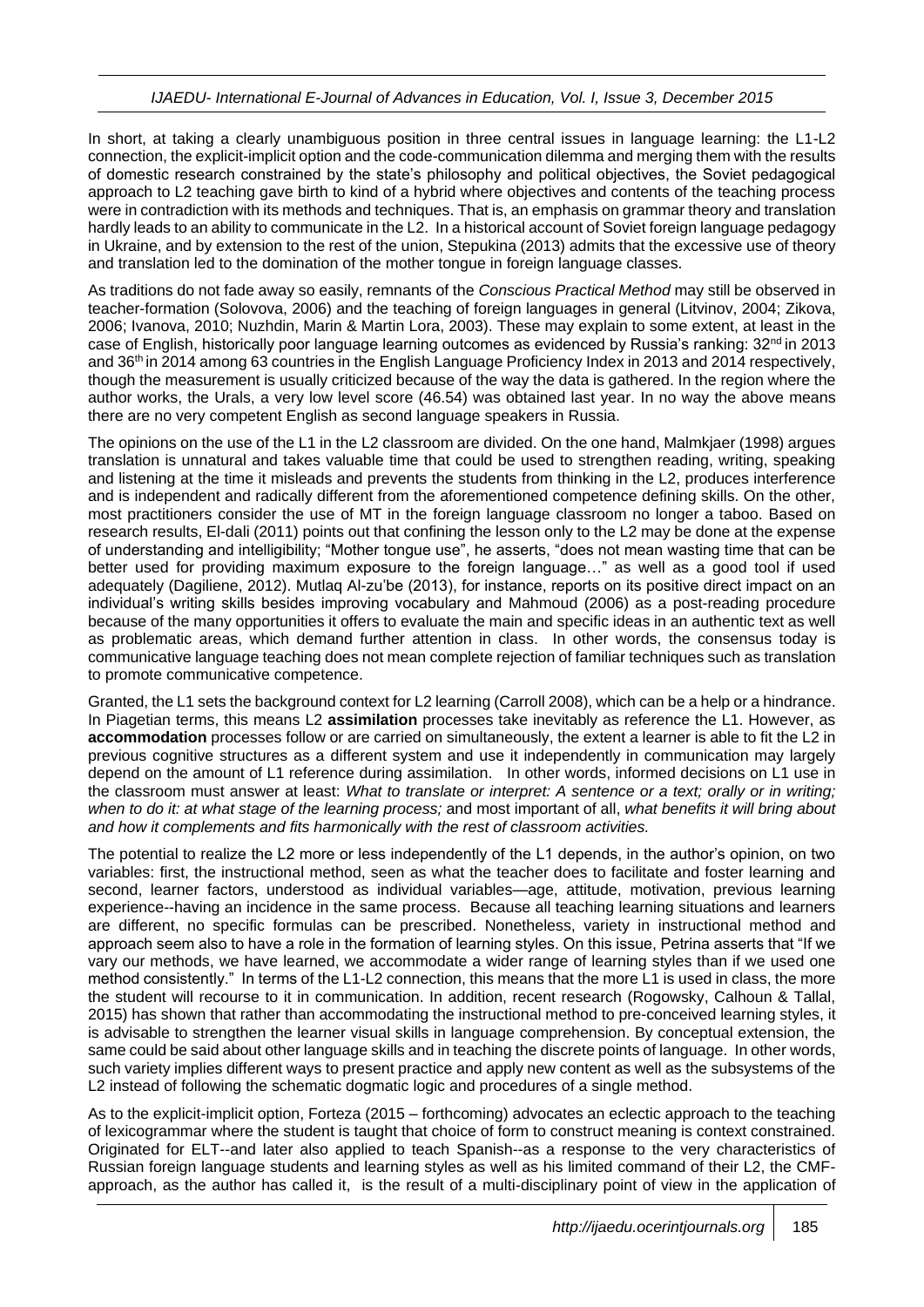In short, at taking a clearly unambiguous position in three central issues in language learning: the L1-L2 connection, the explicit-implicit option and the code-communication dilemma and merging them with the results of domestic research constrained by the state's philosophy and political objectives, the Soviet pedagogical approach to L2 teaching gave birth to kind of a hybrid where objectives and contents of the teaching process were in contradiction with its methods and techniques. That is, an emphasis on grammar theory and translation hardly leads to an ability to communicate in the L2. In a historical account of Soviet foreign language pedagogy in Ukraine, and by extension to the rest of the union, Stepukina (2013) admits that the excessive use of theory and translation led to the domination of the mother tongue in foreign language classes.

As traditions do not fade away so easily, remnants of the *Conscious Practical Method* may still be observed in teacher-formation (Solovova, 2006) and the teaching of foreign languages in general (Litvinov, 2004; Zikova, 2006; Ivanova, 2010; Nuzhdin, Marin & Martin Lora, 2003). These may explain to some extent, at least in the case of English, historically poor language learning outcomes as evidenced by Russia's ranking: 32nd in 2013 and 36th in 2014 among 63 countries in the English Language Proficiency Index in 2013 and 2014 respectively, though the measurement is usually criticized because of the way the data is gathered. In the region where the author works, the Urals, a very low level score (46.54) was obtained last year. In no way the above means there are no very competent English as second language speakers in Russia.

The opinions on the use of the L1 in the L2 classroom are divided. On the one hand, Malmkjaer (1998) argues translation is unnatural and takes valuable time that could be used to strengthen reading, writing, speaking and listening at the time it misleads and prevents the students from thinking in the L2, produces interference and is independent and radically different from the aforementioned competence defining skills. On the other, most practitioners consider the use of MT in the foreign language classroom no longer a taboo. Based on research results, El-dali (2011) points out that confining the lesson only to the L2 may be done at the expense of understanding and intelligibility; "Mother tongue use", he asserts, "does not mean wasting time that can be better used for providing maximum exposure to the foreign language…" as well as a good tool if used adequately (Dagiliene, 2012). Mutlaq Al-zu'be (2013), for instance, reports on its positive direct impact on an individual's writing skills besides improving vocabulary and Mahmoud (2006) as a post-reading procedure because of the many opportunities it offers to evaluate the main and specific ideas in an authentic text as well as problematic areas, which demand further attention in class. In other words, the consensus today is communicative language teaching does not mean complete rejection of familiar techniques such as translation to promote communicative competence.

Granted, the L1 sets the background context for L2 learning (Carroll 2008), which can be a help or a hindrance. In Piagetian terms, this means L2 **assimilation** processes take inevitably as reference the L1. However, as **accommodation** processes follow or are carried on simultaneously, the extent a learner is able to fit the L2 in previous cognitive structures as a different system and use it independently in communication may largely depend on the amount of L1 reference during assimilation. In other words, informed decisions on L1 use in the classroom must answer at least: *What to translate or interpret: A sentence or a text; orally or in writing; when to do it: at what stage of the learning process;* and most important of all, *what benefits it will bring about and how it complements and fits harmonically with the rest of classroom activities.*

The potential to realize the L2 more or less independently of the L1 depends, in the author's opinion, on two variables: first, the instructional method, seen as what the teacher does to facilitate and foster learning and second, learner factors, understood as individual variables—age, attitude, motivation, previous learning experience--having an incidence in the same process. Because all teaching learning situations and learners are different, no specific formulas can be prescribed. Nonetheless, variety in instructional method and approach seem also to have a role in the formation of learning styles. On this issue, Petrina asserts that "If we vary our methods, we have learned, we accommodate a wider range of learning styles than if we used one method consistently." In terms of the L1-L2 connection, this means that the more L1 is used in class, the more the student will recourse to it in communication. In addition, recent research (Rogowsky, Calhoun & Tallal, 2015) has shown that rather than accommodating the instructional method to pre-conceived learning styles, it is advisable to strengthen the learner visual skills in language comprehension. By conceptual extension, the same could be said about other language skills and in teaching the discrete points of language. In other words, such variety implies different ways to present practice and apply new content as well as the subsystems of the L2 instead of following the schematic dogmatic logic and procedures of a single method.

As to the explicit-implicit option, Forteza (2015 – forthcoming) advocates an eclectic approach to the teaching of lexicogrammar where the student is taught that choice of form to construct meaning is context constrained. Originated for ELT--and later also applied to teach Spanish--as a response to the very characteristics of Russian foreign language students and learning styles as well as his limited command of their L2, the CMF-approach, as the author has called it, is the result of a multi-disciplinary point of view in the application of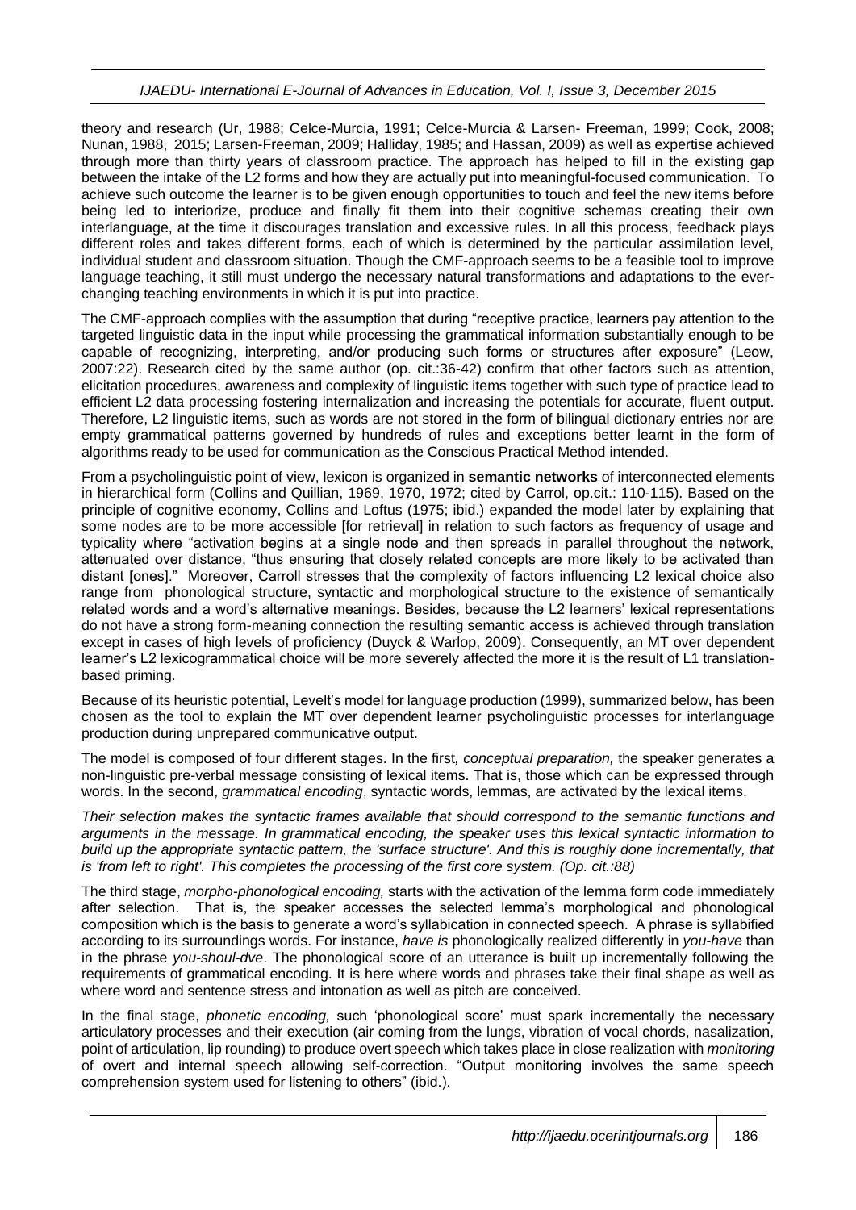theory and research (Ur, 1988; Celce-Murcia, 1991; Celce-Murcia & Larsen- Freeman, 1999; Cook, 2008; Nunan, 1988, 2015; Larsen-Freeman, 2009; Halliday, 1985; and Hassan, 2009) as well as expertise achieved through more than thirty years of classroom practice. The approach has helped to fill in the existing gap between the intake of the L2 forms and how they are actually put into meaningful-focused communication. To achieve such outcome the learner is to be given enough opportunities to touch and feel the new items before being led to interiorize, produce and finally fit them into their cognitive schemas creating their own interlanguage, at the time it discourages translation and excessive rules. In all this process, feedback plays different roles and takes different forms, each of which is determined by the particular assimilation level, individual student and classroom situation. Though the CMF-approach seems to be a feasible tool to improve language teaching, it still must undergo the necessary natural transformations and adaptations to the ever-changing teaching environments in which it is put into practice.

The CMF-approach complies with the assumption that during "receptive practice, learners pay attention to the targeted linguistic data in the input while processing the grammatical information substantially enough to be capable of recognizing, interpreting, and/or producing such forms or structures after exposure" (Leow, 2007:22). Research cited by the same author (op. cit.:36-42) confirm that other factors such as attention, elicitation procedures, awareness and complexity of linguistic items together with such type of practice lead to efficient L2 data processing fostering internalization and increasing the potentials for accurate, fluent output. Therefore, L2 linguistic items, such as words are not stored in the form of bilingual dictionary entries nor are empty grammatical patterns governed by hundreds of rules and exceptions better learnt in the form of algorithms ready to be used for communication as the Conscious Practical Method intended.

From a psycholinguistic point of view, lexicon is organized in **semantic networks** of interconnected elements in hierarchical form (Collins and Quillian, 1969, 1970, 1972; cited by Carrol, op.cit.: 110-115). Based on the principle of cognitive economy, Collins and Loftus (1975; ibid.) expanded the model later by explaining that some nodes are to be more accessible [for retrieval] in relation to such factors as frequency of usage and typicality where "activation begins at a single node and then spreads in parallel throughout the network, attenuated over distance, "thus ensuring that closely related concepts are more likely to be activated than distant [ones]." Moreover, Carroll stresses that the complexity of factors influencing L2 lexical choice also range from phonological structure, syntactic and morphological structure to the existence of semantically related words and a word's alternative meanings. Besides, because the L2 learners' lexical representations do not have a strong form-meaning connection the resulting semantic access is achieved through translation except in cases of high levels of proficiency (Duyck & Warlop, 2009). Consequently, an MT over dependent learner's L2 lexicogrammatical choice will be more severely affected the more it is the result of L1 translation-based priming.

Because of its heuristic potential, Levelt's model for language production (1999), summarized below, has been chosen as the tool to explain the MT over dependent learner psycholinguistic processes for interlanguage production during unprepared communicative output.

The model is composed of four different stages. In the first*, conceptual preparation,* the speaker generates a non-linguistic pre-verbal message consisting of lexical items. That is, those which can be expressed through words. In the second, *grammatical encoding*, syntactic words, lemmas, are activated by the lexical items.

*Their selection makes the syntactic frames available that should correspond to the semantic functions and arguments in the message. In grammatical encoding, the speaker uses this lexical syntactic information to build up the appropriate syntactic pattern, the 'surface structure'. And this is roughly done incrementally, that is 'from left to right'. This completes the processing of the first core system. (Op. cit.:88)*

The third stage, *morpho-phonological encoding,* starts with the activation of the lemma form code immediately after selection. That is, the speaker accesses the selected lemma's morphological and phonological composition which is the basis to generate a word's syllabication in connected speech. A phrase is syllabified according to its surroundings words. For instance, *have is* phonologically realized differently in *you-have* than in the phrase *you-shoul-dve*. The phonological score of an utterance is built up incrementally following the requirements of grammatical encoding. It is here where words and phrases take their final shape as well as where word and sentence stress and intonation as well as pitch are conceived.

In the final stage, *phonetic encoding,* such 'phonological score' must spark incrementally the necessary articulatory processes and their execution (air coming from the lungs, vibration of vocal chords, nasalization, point of articulation, lip rounding) to produce overt speech which takes place in close realization with *monitoring* of overt and internal speech allowing self-correction. "Output monitoring involves the same speech comprehension system used for listening to others" (ibid.).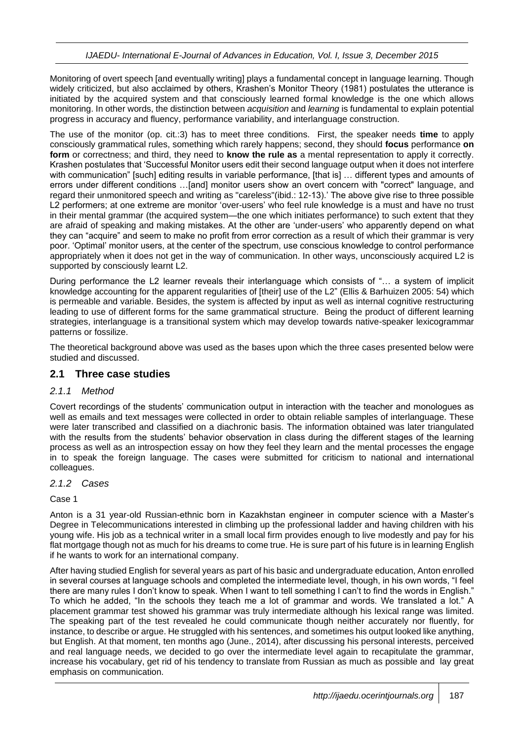Monitoring of overt speech [and eventually writing] plays a fundamental concept in language learning. Though widely criticized, but also acclaimed by others, Krashen's Monitor Theory (1981) postulates the utterance is initiated by the acquired system and that consciously learned formal knowledge is the one which allows monitoring. In other words, the distinction between *acquisition* and *learning* is fundamental to explain potential progress in accuracy and fluency, performance variability, and interlanguage construction.

The use of the monitor (op. cit.:3) has to meet three conditions. First, the speaker needs **time** to apply consciously grammatical rules, something which rarely happens; second, they should **focus** performance **on form** or correctness; and third, they need to **know the rule as** a mental representation to apply it correctly. Krashen postulates that 'Successful Monitor users edit their second language output when it does not interfere with communication" [such] editing results in variable performance, [that is] … different types and amounts of errors under different conditions …[and] monitor users show an overt concern with "correct" language, and regard their unmonitored speech and writing as "careless"(ibid.: 12-13).' The above give rise to three possible L2 performers; at one extreme are monitor 'over-users' who feel rule knowledge is a must and have no trust in their mental grammar (the acquired system—the one which initiates performance) to such extent that they are afraid of speaking and making mistakes. At the other are 'under-users' who apparently depend on what they can "acquire" and seem to make no profit from error correction as a result of which their grammar is very poor. 'Optimal' monitor users, at the center of the spectrum, use conscious knowledge to control performance appropriately when it does not get in the way of communication. In other ways, unconsciously acquired L2 is supported by consciously learnt L2.

During performance the L2 learner reveals their interlanguage which consists of "… a system of implicit knowledge accounting for the apparent regularities of [their] use of the L2" (Ellis & Barhuizen 2005: 54) which is permeable and variable. Besides, the system is affected by input as well as internal cognitive restructuring leading to use of different forms for the same grammatical structure. Being the product of different learning strategies, interlanguage is a transitional system which may develop towards native-speaker lexicogrammar patterns or fossilize.

The theoretical background above was used as the bases upon which the three cases presented below were studied and discussed.

## 2.1 Three case studies

### *2.1.1 Method*

Covert recordings of the students' communication output in interaction with the teacher and monologues as well as emails and text messages were collected in order to obtain reliable samples of interlanguage. These were later transcribed and classified on a diachronic basis. The information obtained was later triangulated with the results from the students' behavior observation in class during the different stages of the learning process as well as an introspection essay on how they feel they learn and the mental processes the engage in to speak the foreign language. The cases were submitted for criticism to national and international colleagues.

### *2.1.2 Cases*

Case 1

Anton is a 31 year-old Russian-ethnic born in Kazakhstan engineer in computer science with a Master's Degree in Telecommunications interested in climbing up the professional ladder and having children with his young wife. His job as a technical writer in a small local firm provides enough to live modestly and pay for his flat mortgage though not as much for his dreams to come true. He is sure part of his future is in learning English if he wants to work for an international company.

After having studied English for several years as part of his basic and undergraduate education, Anton enrolled in several courses at language schools and completed the intermediate level, though, in his own words, "I feel there are many rules I don't know to speak. When I want to tell something I can't to find the words in English." To which he added, "In the schools they teach me a lot of grammar and words. We translated a lot." A placement grammar test showed his grammar was truly intermediate although his lexical range was limited. The speaking part of the test revealed he could communicate though neither accurately nor fluently, for instance, to describe or argue. He struggled with his sentences, and sometimes his output looked like anything, but English. At that moment, ten months ago (June., 2014), after discussing his personal interests, perceived and real language needs, we decided to go over the intermediate level again to recapitulate the grammar, increase his vocabulary, get rid of his tendency to translate from Russian as much as possible and lay great emphasis on communication.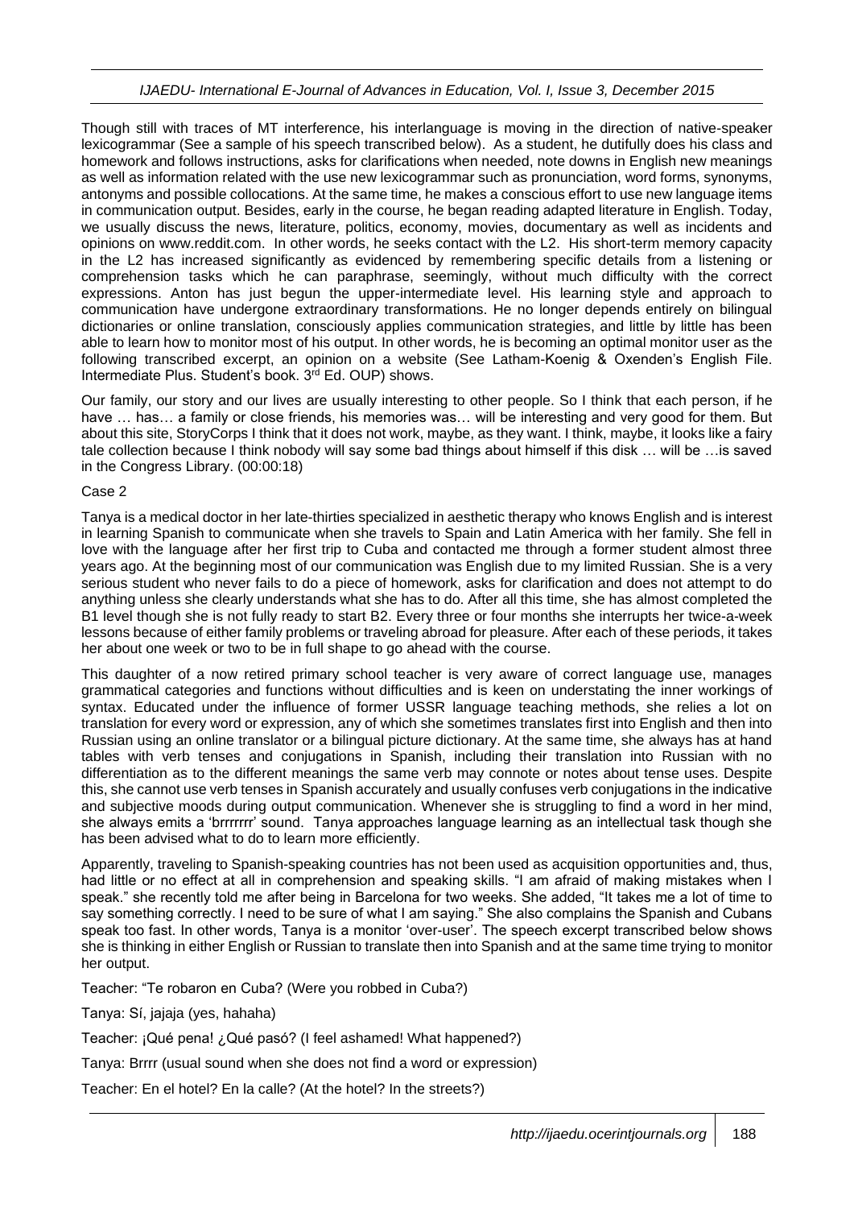Though still with traces of MT interference, his interlanguage is moving in the direction of native-speaker lexicogrammar (See a sample of his speech transcribed below). As a student, he dutifully does his class and homework and follows instructions, asks for clarifications when needed, note downs in English new meanings as well as information related with the use new lexicogrammar such as pronunciation, word forms, synonyms, antonyms and possible collocations. At the same time, he makes a conscious effort to use new language items in communication output. Besides, early in the course, he began reading adapted literature in English. Today, we usually discuss the news, literature, politics, economy, movies, documentary as well as incidents and opinions on www.reddit.com. In other words, he seeks contact with the L2. His short-term memory capacity in the L2 has increased significantly as evidenced by remembering specific details from a listening or comprehension tasks which he can paraphrase, seemingly, without much difficulty with the correct expressions. Anton has just begun the upper-intermediate level. His learning style and approach to communication have undergone extraordinary transformations. He no longer depends entirely on bilingual dictionaries or online translation, consciously applies communication strategies, and little by little has been able to learn how to monitor most of his output. In other words, he is becoming an optimal monitor user as the following transcribed excerpt, an opinion on a website (See Latham-Koenig & Oxenden's English File. Intermediate Plus. Student's book. 3rd Ed. OUP) shows.

Our family, our story and our lives are usually interesting to other people. So I think that each person, if he have … has… a family or close friends, his memories was… will be interesting and very good for them. But about this site, StoryCorps I think that it does not work, maybe, as they want. I think, maybe, it looks like a fairy tale collection because I think nobody will say some bad things about himself if this disk … will be …is saved in the Congress Library. (00:00:18)

Case 2

Tanya is a medical doctor in her late-thirties specialized in aesthetic therapy who knows English and is interest in learning Spanish to communicate when she travels to Spain and Latin America with her family. She fell in love with the language after her first trip to Cuba and contacted me through a former student almost three years ago. At the beginning most of our communication was English due to my limited Russian. She is a very serious student who never fails to do a piece of homework, asks for clarification and does not attempt to do anything unless she clearly understands what she has to do. After all this time, she has almost completed the B1 level though she is not fully ready to start B2. Every three or four months she interrupts her twice-a-week lessons because of either family problems or traveling abroad for pleasure. After each of these periods, it takes her about one week or two to be in full shape to go ahead with the course.

This daughter of a now retired primary school teacher is very aware of correct language use, manages grammatical categories and functions without difficulties and is keen on understating the inner workings of syntax. Educated under the influence of former USSR language teaching methods, she relies a lot on translation for every word or expression, any of which she sometimes translates first into English and then into Russian using an online translator or a bilingual picture dictionary. At the same time, she always has at hand tables with verb tenses and conjugations in Spanish, including their translation into Russian with no differentiation as to the different meanings the same verb may connote or notes about tense uses. Despite this, she cannot use verb tenses in Spanish accurately and usually confuses verb conjugations in the indicative and subjective moods during output communication. Whenever she is struggling to find a word in her mind, she always emits a 'brrrrrrr' sound. Tanya approaches language learning as an intellectual task though she has been advised what to do to learn more efficiently.

Apparently, traveling to Spanish-speaking countries has not been used as acquisition opportunities and, thus, had little or no effect at all in comprehension and speaking skills. "I am afraid of making mistakes when I speak." she recently told me after being in Barcelona for two weeks. She added, "It takes me a lot of time to say something correctly. I need to be sure of what I am saying." She also complains the Spanish and Cubans speak too fast. In other words, Tanya is a monitor 'over-user'. The speech excerpt transcribed below shows she is thinking in either English or Russian to translate then into Spanish and at the same time trying to monitor her output.

Teacher: "Te robaron en Cuba? (Were you robbed in Cuba?)

Tanya: Sí, jajaja (yes, hahaha)

Teacher: ¡Qué pena! ¿Qué pasó? (I feel ashamed! What happened?)

Tanya: Brrrr (usual sound when she does not find a word or expression)

Teacher: En el hotel? En la calle? (At the hotel? In the streets?)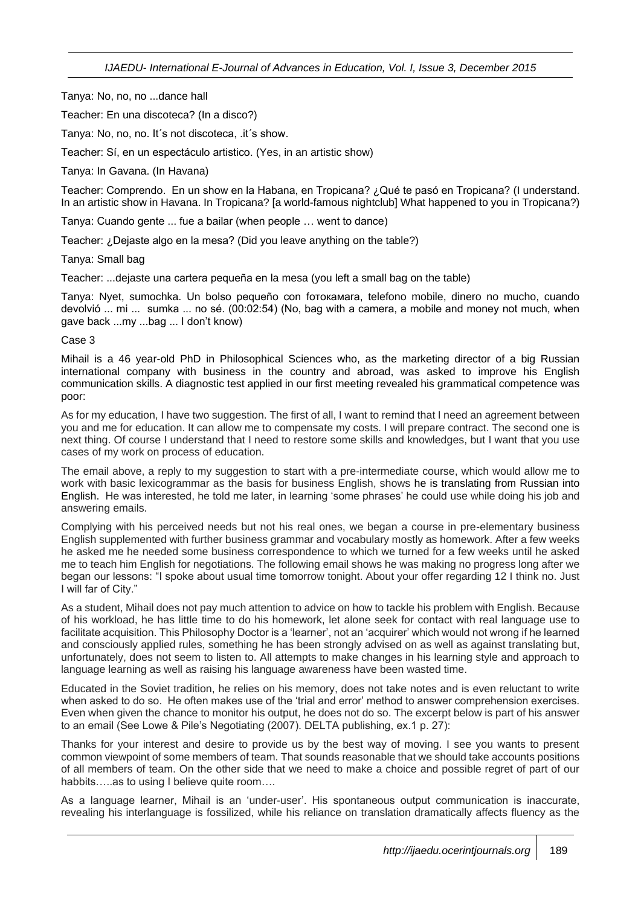Tanya: No, no, no ...dance hall

Teacher: En una discoteca? (In a disco?)

Tanya: No, no, no. It´s not discoteca, .it´s show.

Teacher: Sí, en un espectáculo artistico. (Yes, in an artistic show)

Tanya: In Gavana. (In Havana)

Teacher: Comprendo. En un show en la Habana, en Tropicana? ¿Qué te pasó en Tropicana? (I understand. In an artistic show in Havana. In Tropicana? [a world-famous nightclub] What happened to you in Tropicana?)

Tanya: Cuando gente ... fue a bailar (when people … went to dance)

Teacher: ¿Dejaste algo en la mesa? (Did you leave anything on the table?)

Tanya: Small bag

Teacher: ...dejaste una cartera pequeña en la mesa (you left a small bag on the table)

Tanya: Nyet, sumochka. Un bolso pequeño con fотокамаra, telefono mobile, dinero no mucho, cuando devolvió ... mi ... sumka ... no sé. (00:02:54) (No, bag with a camera, a mobile and money not much, when gave back ...my ...bag ... I don't know)

Case 3

Mihail is a 46 year-old PhD in Philosophical Sciences who, as the marketing director of a big Russian international company with business in the country and abroad, was asked to improve his English communication skills. A diagnostic test applied in our first meeting revealed his grammatical competence was poor:

As for my education, I have two suggestion. The first of all, I want to remind that I need an agreement between you and me for education. It can allow me to compensate my costs. I will prepare contract. The second one is next thing. Of course I understand that I need to restore some skills and knowledges, but I want that you use cases of my work on process of education.

The email above, a reply to my suggestion to start with a pre-intermediate course, which would allow me to work with basic lexicogrammar as the basis for business English, shows he is translating from Russian into English. He was interested, he told me later, in learning 'some phrases' he could use while doing his job and answering emails.

Complying with his perceived needs but not his real ones, we began a course in pre-elementary business English supplemented with further business grammar and vocabulary mostly as homework. After a few weeks he asked me he needed some business correspondence to which we turned for a few weeks until he asked me to teach him English for negotiations. The following email shows he was making no progress long after we began our lessons: "I spoke about usual time tomorrow tonight. About your offer regarding 12 I think no. Just I will far of City."

As a student, Mihail does not pay much attention to advice on how to tackle his problem with English. Because of his workload, he has little time to do his homework, let alone seek for contact with real language use to facilitate acquisition. This Philosophy Doctor is a 'learner', not an 'acquirer' which would not wrong if he learned and consciously applied rules, something he has been strongly advised on as well as against translating but, unfortunately, does not seem to listen to. All attempts to make changes in his learning style and approach to language learning as well as raising his language awareness have been wasted time.

Educated in the Soviet tradition, he relies on his memory, does not take notes and is even reluctant to write when asked to do so. He often makes use of the 'trial and error' method to answer comprehension exercises. Even when given the chance to monitor his output, he does not do so. The excerpt below is part of his answer to an email (See Lowe & Pile's Negotiating (2007). DELTA publishing, ex.1 p. 27):

Thanks for your interest and desire to provide us by the best way of moving. I see you wants to present common viewpoint of some members of team. That sounds reasonable that we should take accounts positions of all members of team. On the other side that we need to make a choice and possible regret of part of our habbits…..as to using I believe quite room….

As a language learner, Mihail is an 'under-user'. His spontaneous output communication is inaccurate, revealing his interlanguage is fossilized, while his reliance on translation dramatically affects fluency as the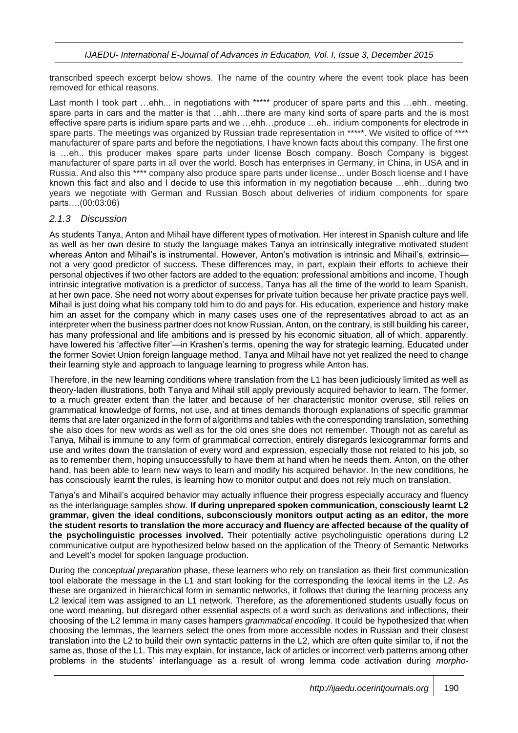transcribed speech excerpt below shows. The name of the country where the event took place has been removed for ethical reasons.

Last month I took part …ehh... in negotiations with ***** producer of spare parts and this …ehh.. meeting, spare parts in cars and the matter is that …ahh…there are many kind sorts of spare parts and the is most effective spare parts is iridium spare parts and we …ehh…produce …eh.. iridium components for electrode in spare parts. The meetings was organized by Russian trade representation in *****. We visited to office of **** manufacturer of spare parts and before the negotiations, I have known facts about this company. The first one is …eh.. this producer makes spare parts under license Bosch company. Bosch Company is biggest manufacturer of spare parts in all over the world. Bosch has enterprises in Germany, in China, in USA and in Russia. And also this **** company also produce spare parts under license.., under Bosch license and I have known this fact and also and I decide to use this information in my negotiation because …ehh…during two years we negotiate with German and Russian Bosch about deliveries of iridium components for spare parts….(00:03:06)

### *2.1.3 Discussion*

As students Tanya, Anton and Mihail have different types of motivation. Her interest in Spanish culture and life as well as her own desire to study the language makes Tanya an intrinsically integrative motivated student whereas Anton and Mihail's is instrumental. However, Anton's motivation is intrinsic and Mihail's, extrinsic—not a very good predictor of success. These differences may, in part, explain their efforts to achieve their personal objectives if two other factors are added to the equation: professional ambitions and income. Though intrinsic integrative motivation is a predictor of success, Tanya has all the time of the world to learn Spanish, at her own pace. She need not worry about expenses for private tuition because her private practice pays well. Mihail is just doing what his company told him to do and pays for. His education, experience and history make him an asset for the company which in many cases uses one of the representatives abroad to act as an interpreter when the business partner does not know Russian. Anton, on the contrary, is still building his career, has many professional and life ambitions and is pressed by his economic situation, all of which, apparently, have lowered his 'affective filter'—in Krashen's terms, opening the way for strategic learning. Educated under the former Soviet Union foreign language method, Tanya and Mihail have not yet realized the need to change their learning style and approach to language learning to progress while Anton has.

Therefore, in the new learning conditions where translation from the L1 has been judiciously limited as well as theory-laden illustrations, both Tanya and Mihail still apply previously acquired behavior to learn. The former, to a much greater extent than the latter and because of her characteristic monitor overuse, still relies on grammatical knowledge of forms, not use, and at times demands thorough explanations of specific grammar items that are later organized in the form of algorithms and tables with the corresponding translation, something she also does for new words as well as for the old ones she does not remember. Though not as careful as Tanya, Mihail is immune to any form of grammatical correction, entirely disregards lexicogrammar forms and use and writes down the translation of every word and expression, especially those not related to his job, so as to remember them, hoping unsuccessfully to have them at hand when he needs them. Anton, on the other hand, has been able to learn new ways to learn and modify his acquired behavior. In the new conditions, he has consciously learnt the rules, is learning how to monitor output and does not rely much on translation.

Tanya's and Mihail's acquired behavior may actually influence their progress especially accuracy and fluency as the interlanguage samples show. **If during unprepared spoken communication, consciously learnt L2 grammar, given the ideal conditions, subconsciously monitors output acting as an editor, the more the student resorts to translation the more accuracy and fluency are affected because of the quality of the psycholinguistic processes involved.** Their potentially active psycholinguistic operations during L2 communicative output are hypothesized below based on the application of the Theory of Semantic Networks and Levelt's model for spoken language production.

During the *conceptual preparation* phase, these learners who rely on translation as their first communication tool elaborate the message in the L1 and start looking for the corresponding the lexical items in the L2. As these are organized in hierarchical form in semantic networks, it follows that during the learning process any L2 lexical item was assigned to an L1 network. Therefore, as the aforementioned students usually focus on one word meaning, but disregard other essential aspects of a word such as derivations and inflections, their choosing of the L2 lemma in many cases hampers *grammatical encoding*. It could be hypothesized that when choosing the lemmas, the learners select the ones from more accessible nodes in Russian and their closest translation into the L2 to build their own syntactic patterns in the L2, which are often quite similar to, if not the same as, those of the L1. This may explain, for instance, lack of articles or incorrect verb patterns among other problems in the students' interlanguage as a result of wrong lemma code activation during *morpho-*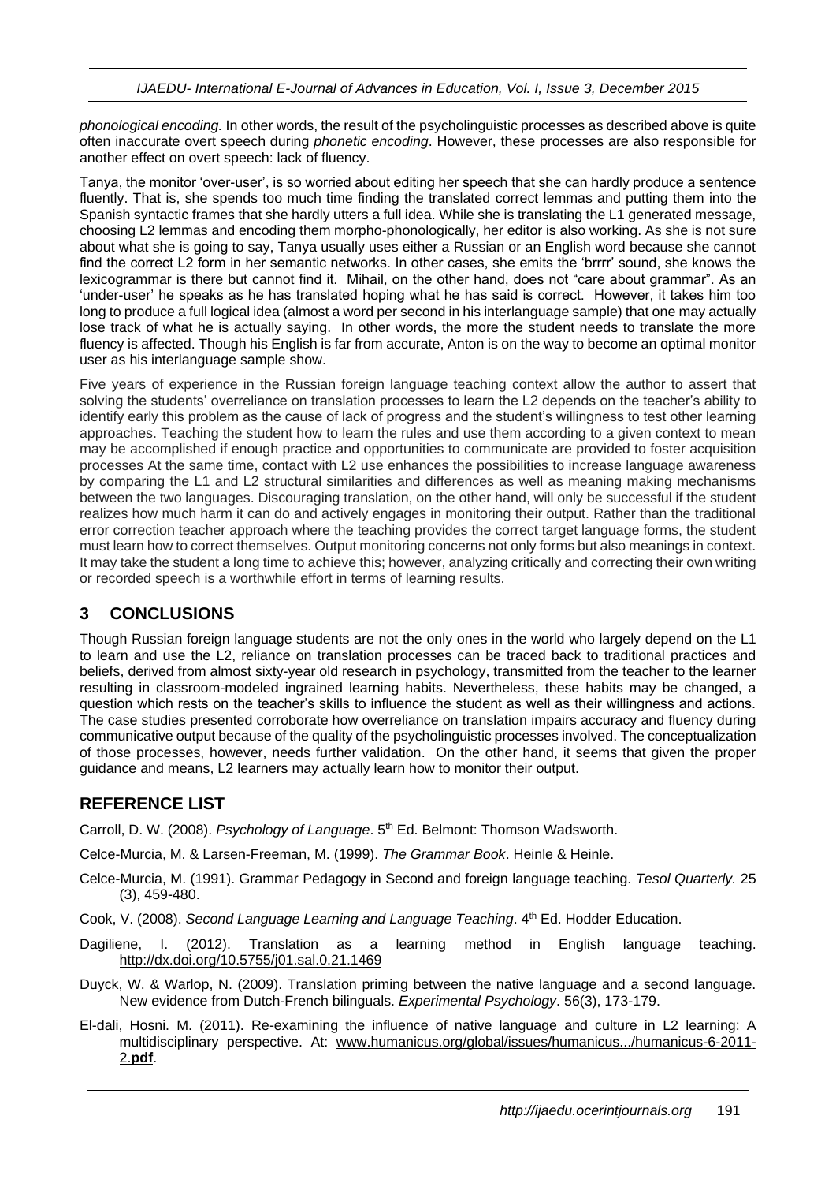*phonological encoding.* In other words, the result of the psycholinguistic processes as described above is quite often inaccurate overt speech during *phonetic encoding*. However, these processes are also responsible for another effect on overt speech: lack of fluency.

Tanya, the monitor 'over-user', is so worried about editing her speech that she can hardly produce a sentence fluently. That is, she spends too much time finding the translated correct lemmas and putting them into the Spanish syntactic frames that she hardly utters a full idea. While she is translating the L1 generated message, choosing L2 lemmas and encoding them morpho-phonologically, her editor is also working. As she is not sure about what she is going to say, Tanya usually uses either a Russian or an English word because she cannot find the correct L2 form in her semantic networks. In other cases, she emits the 'brrrr' sound, she knows the lexicogrammar is there but cannot find it. Mihail, on the other hand, does not "care about grammar". As an 'under-user' he speaks as he has translated hoping what he has said is correct. However, it takes him too long to produce a full logical idea (almost a word per second in his interlanguage sample) that one may actually lose track of what he is actually saying. In other words, the more the student needs to translate the more fluency is affected. Though his English is far from accurate, Anton is on the way to become an optimal monitor user as his interlanguage sample show.

Five years of experience in the Russian foreign language teaching context allow the author to assert that solving the students' overreliance on translation processes to learn the L2 depends on the teacher's ability to identify early this problem as the cause of lack of progress and the student's willingness to test other learning approaches. Teaching the student how to learn the rules and use them according to a given context to mean may be accomplished if enough practice and opportunities to communicate are provided to foster acquisition processes At the same time, contact with L2 use enhances the possibilities to increase language awareness by comparing the L1 and L2 structural similarities and differences as well as meaning making mechanisms between the two languages. Discouraging translation, on the other hand, will only be successful if the student realizes how much harm it can do and actively engages in monitoring their output. Rather than the traditional error correction teacher approach where the teaching provides the correct target language forms, the student must learn how to correct themselves. Output monitoring concerns not only forms but also meanings in context. It may take the student a long time to achieve this; however, analyzing critically and correcting their own writing or recorded speech is a worthwhile effort in terms of learning results.

## 3 CONCLUSIONS

Though Russian foreign language students are not the only ones in the world who largely depend on the L1 to learn and use the L2, reliance on translation processes can be traced back to traditional practices and beliefs, derived from almost sixty-year old research in psychology, transmitted from the teacher to the learner resulting in classroom-modeled ingrained learning habits. Nevertheless, these habits may be changed, a question which rests on the teacher's skills to influence the student as well as their willingness and actions. The case studies presented corroborate how overreliance on translation impairs accuracy and fluency during communicative output because of the quality of the psycholinguistic processes involved. The conceptualization of those processes, however, needs further validation. On the other hand, it seems that given the proper guidance and means, L2 learners may actually learn how to monitor their output.

## REFERENCE LIST

Carroll, D. W. (2008). *Psychology of Language*. 5th Ed. Belmont: Thomson Wadsworth.

Celce-Murcia, M. & Larsen-Freeman, M. (1999). *The Grammar Book*. Heinle & Heinle.

Celce-Murcia, M. (1991). Grammar Pedagogy in Second and foreign language teaching. *Tesol Quarterly.* 25 (3), 459-480.

Cook, V. (2008). *Second Language Learning and Language Teaching*. 4th Ed. Hodder Education.

Dagiliene, I. (2012). Translation as a learning method in English language teaching. http://dx.doi.org/10.5755/j01.sal.0.21.1469

Duyck, W. & Warlop, N. (2009). Translation priming between the native language and a second language. New evidence from Dutch-French bilinguals. *Experimental Psychology*. 56(3), 173-179.

El-dali, Hosni. M. (2011). Re-examining the influence of native language and culture in L2 learning: A multidisciplinary perspective. At: www.humanicus.org/global/issues/humanicus.../humanicus-6-2011-2.**pdf**.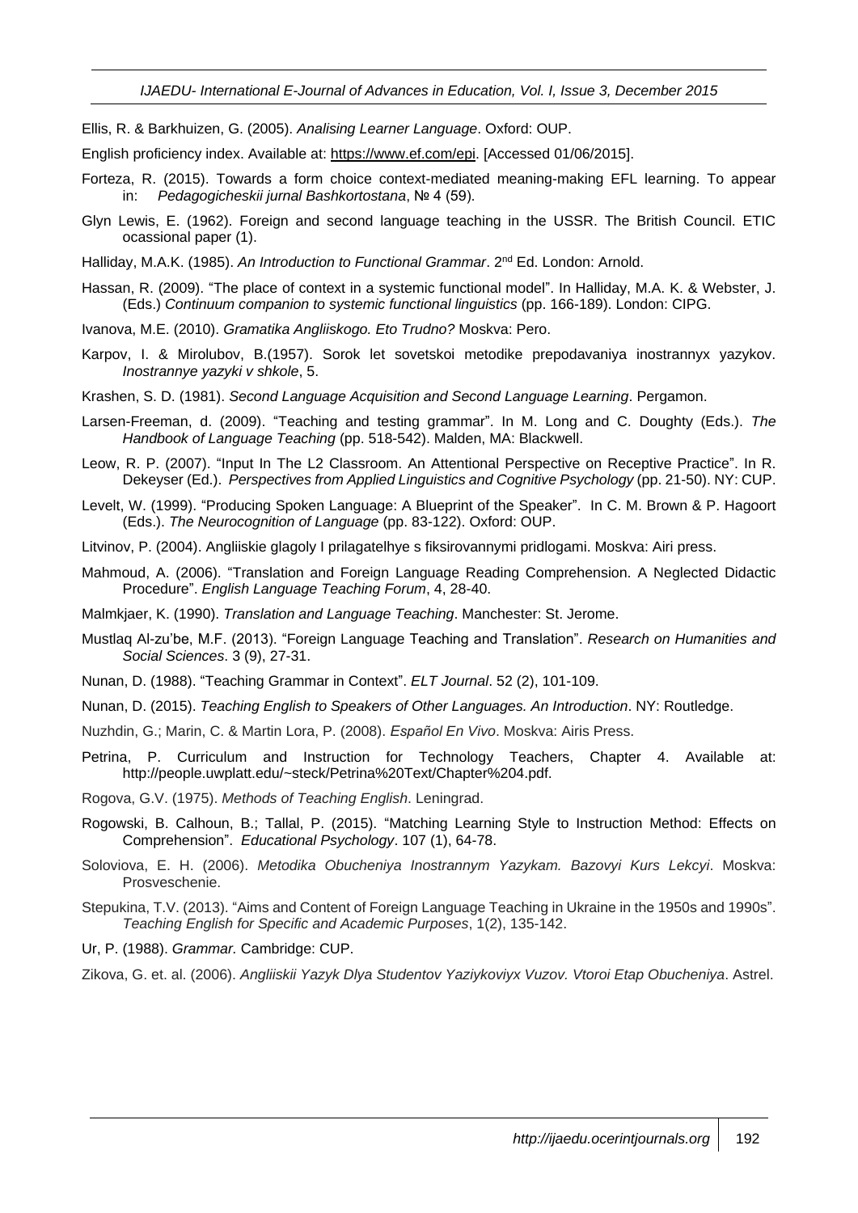Ellis, R. & Barkhuizen, G. (2005). *Analising Learner Language*. Oxford: OUP.

English proficiency index. Available at: https://www.ef.com/epi. [Accessed 01/06/2015].

Forteza, R. (2015). Towards a form choice context-mediated meaning-making EFL learning. To appear in: *Pedagogicheskii jurnal Bashkortostana*, № 4 (59).

Glyn Lewis, E. (1962). Foreign and second language teaching in the USSR. The British Council. ETIC ocassional paper (1).

Halliday, M.A.K. (1985). *An Introduction to Functional Grammar*. 2nd Ed. London: Arnold.

Hassan, R. (2009). "The place of context in a systemic functional model". In Halliday, M.A. K. & Webster, J. (Eds.) *Continuum companion to systemic functional linguistics* (pp. 166-189). London: CIPG.

Ivanova, M.E. (2010). *Gramatika Angliiskogo. Eto Trudno?* Moskva: Pero.

Karpov, I. & Mirolubov, B.(1957). Sorok let sovetskoi metodike prepodavaniya inostrannyx yazykov. *Inostrannye yazyki v shkole*, 5.

Krashen, S. D. (1981). *Second Language Acquisition and Second Language Learning*. Pergamon.

Larsen-Freeman, d. (2009). "Teaching and testing grammar". In M. Long and C. Doughty (Eds.). *The Handbook of Language Teaching* (pp. 518-542). Malden, MA: Blackwell.

Leow, R. P. (2007). "Input In The L2 Classroom. An Attentional Perspective on Receptive Practice". In R. Dekeyser (Ed.). *Perspectives from Applied Linguistics and Cognitive Psychology* (pp. 21-50). NY: CUP.

Levelt, W. (1999). "Producing Spoken Language: A Blueprint of the Speaker". In C. M. Brown & P. Hagoort (Eds.). *The Neurocognition of Language* (pp. 83-122). Oxford: OUP.

Litvinov, P. (2004). Angliiskie glagoly I prilagatelhye s fiksirovannymi pridlogami. Moskva: Airi press.

Mahmoud, A. (2006). "Translation and Foreign Language Reading Comprehension. A Neglected Didactic Procedure". *English Language Teaching Forum*, 4, 28-40.

Malmkjaer, K. (1990). *Translation and Language Teaching*. Manchester: St. Jerome.

Mustlaq Al-zu'be, M.F. (2013). "Foreign Language Teaching and Translation". *Research on Humanities and Social Sciences*. 3 (9), 27-31.

Nunan, D. (1988). "Teaching Grammar in Context". *ELT Journal*. 52 (2), 101-109.

Nunan, D. (2015). *Teaching English to Speakers of Other Languages. An Introduction*. NY: Routledge.

Nuzhdin, G.; Marin, C. & Martin Lora, P. (2008). *Español En Vivo*. Moskva: Airis Press.

Petrina, P. Curriculum and Instruction for Technology Teachers, Chapter 4. Available at: http://people.uwplatt.edu/~steck/Petrina%20Text/Chapter%204.pdf.

Rogova, G.V. (1975). *Methods of Teaching English*. Leningrad.

Rogowski, B. Calhoun, B.; Tallal, P. (2015). "Matching Learning Style to Instruction Method: Effects on Comprehension". *Educational Psychology*. 107 (1), 64-78.

Soloviova, E. H. (2006). *Metodika Obucheniya Inostrannym Yazykam. Bazovyi Kurs Lekcyi*. Moskva: Prosveschenie.

Stepukina, T.V. (2013). "Aims and Content of Foreign Language Teaching in Ukraine in the 1950s and 1990s". *Teaching English for Specific and Academic Purposes*, 1(2), 135-142.

Ur, P. (1988). *Grammar.* Cambridge: CUP.

Zikova, G. et. al. (2006). *Angliiskii Yazyk Dlya Studentov Yaziykoviyx Vuzov. Vtoroi Etap Obucheniya*. Astrel.